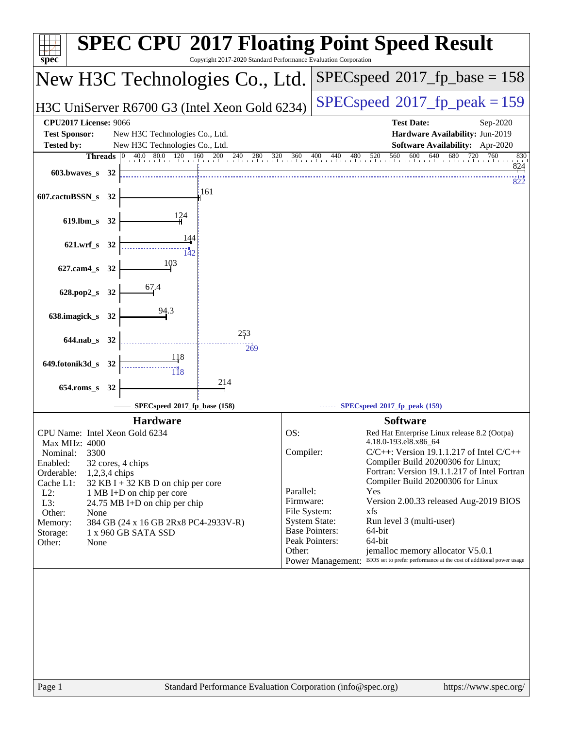# SPEC CPU 2017 Floating Point Speed Result

Copyright 2017-2020 Standard Performance Evaluation Corporation

## New H3C Technologies Co., Ltd.

**H3C UniServer R6700 G3 (Intel Xeon Gold 6234)**

SPECspeed 2017_fp_base = 158

SPECspeed 2017_fp_peak = 159

| | | | |
|---|---|---|---|
| **CPU2017 License:** | 9066 | **Test Date:** | Sep-2020 |
| **Test Sponsor:** | New H3C Technologies Co., Ltd. | **Hardware Availability:** | Jun-2019 |
| **Tested by:** | New H3C Technologies Co., Ltd. | **Software Availability:** | Apr-2020 |

| Benchmark | Threads | Base | Peak |
|---|---|---|---|
| 603.bwaves_s | 32 | 824 | 822 |
| 607.cactuBSSN_s | 32 | 161 | |
| 619.lbm_s | 32 | 124 | |
| 621.wrf_s | 32 | 144 | 142 |
| 627.cam4_s | 32 | 103 | |
| 628.pop2_s | 32 | 67.4 | |
| 638.imagick_s | 32 | 94.3 | |
| 644.nab_s | 32 | 253 | 269 |
| 649.fotonik3d_s | 32 | 118 | 118 |
| 654.roms_s | 32 | 214 | |

SPECspeed 2017_fp_base (158) — SPECspeed 2017_fp_peak (159)

### Hardware

| | |
|---|---|
| CPU Name: | Intel Xeon Gold 6234 |
| Max MHz: | 4000 |
| Nominal: | 3300 |
| Enabled: | 32 cores, 4 chips |
| Orderable: | 1,2,3,4 chips |
| Cache L1: | 32 KB I + 32 KB D on chip per core |
| L2: | 1 MB I+D on chip per core |
| L3: | 24.75 MB I+D on chip per chip |
| Other: | None |
| Memory: | 384 GB (24 x 16 GB 2Rx8 PC4-2933V-R) |
| Storage: | 1 x 960 GB SATA SSD |
| Other: | None |

### Software

| | |
|---|---|
| OS: | Red Hat Enterprise Linux release 8.2 (Ootpa) 4.18.0-193.el8.x86_64 |
| Compiler: | C/C++: Version 19.1.1.217 of Intel C/C++ Compiler Build 20200306 for Linux; Fortran: Version 19.1.1.217 of Intel Fortran Compiler Build 20200306 for Linux |
| Parallel: | Yes |
| Firmware: | Version 2.00.33 released Aug-2019 BIOS |
| File System: | xfs |
| System State: | Run level 3 (multi-user) |
| Base Pointers: | 64-bit |
| Peak Pointers: | 64-bit |
| Other: | jemalloc memory allocator V5.0.1 |
| Power Management: | BIOS set to prefer performance at the cost of additional power usage |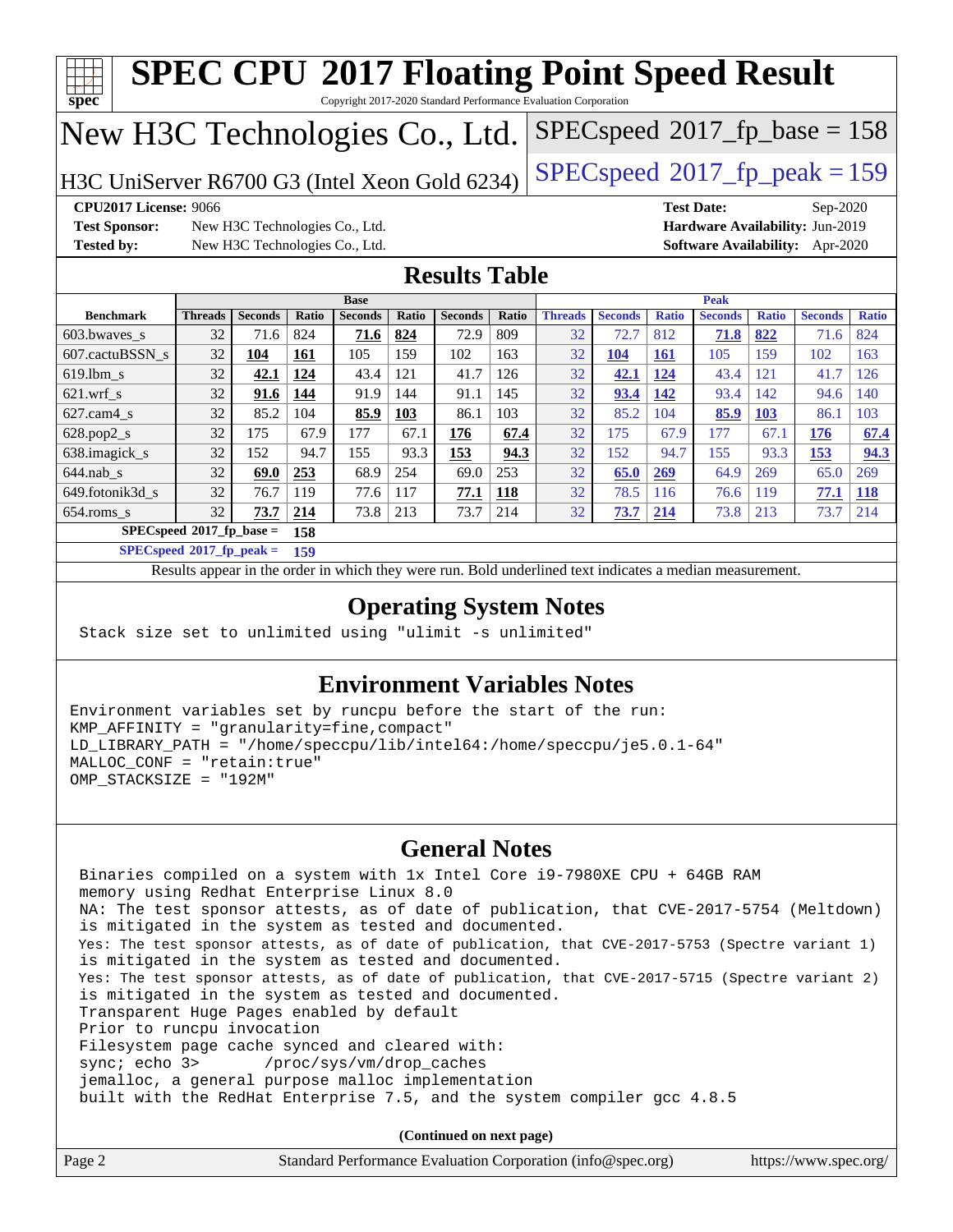# SPEC CPU 2017 Floating Point Speed Result

Copyright 2017-2020 Standard Performance Evaluation Corporation

## New H3C Technologies Co., Ltd.

H3C UniServer R6700 G3 (Intel Xeon Gold 6234)

SPECspeed 2017_fp_base = 158

SPECspeed 2017_fp_peak = 159

**CPU2017 License:** 9066
**Test Sponsor:** New H3C Technologies Co., Ltd.
**Tested by:** New H3C Technologies Co., Ltd.
**Test Date:** Sep-2020
**Hardware Availability:** Jun-2019
**Software Availability:** Apr-2020

## Results Table

| Benchmark | Base | | | | | | | Peak | | | | | | |
|---|---|---|---|---|---|---|---|---|---|---|---|---|---|---|
| | Threads | Seconds | Ratio | Seconds | Ratio | Seconds | Ratio | Threads | Seconds | Ratio | Seconds | Ratio | Seconds | Ratio |
| 603.bwaves_s | 32 | 71.6 | 824 | **71.6** | **824** | 72.9 | 809 | 32 | 72.7 | 812 | **71.8** | **822** | 71.6 | 824 |
| 607.cactuBSSN_s | 32 | **104** | **161** | 105 | 159 | 102 | 163 | 32 | **104** | **161** | 105 | 159 | 102 | 163 |
| 619.lbm_s | 32 | **42.1** | **124** | 43.4 | 121 | 41.7 | 126 | 32 | **42.1** | **124** | 43.4 | 121 | 41.7 | 126 |
| 621.wrf_s | 32 | **91.6** | **144** | 91.9 | 144 | 91.1 | 145 | 32 | **93.4** | **142** | 93.4 | 142 | 94.6 | 140 |
| 627.cam4_s | 32 | 85.2 | 104 | **85.9** | **103** | 86.1 | 103 | 32 | 85.2 | 104 | **85.9** | **103** | 86.1 | 103 |
| 628.pop2_s | 32 | 175 | 67.9 | 177 | 67.1 | **176** | **67.4** | 32 | 175 | 67.9 | 177 | 67.1 | **176** | **67.4** |
| 638.imagick_s | 32 | 152 | 94.7 | 155 | 93.3 | **153** | **94.3** | 32 | 152 | 94.7 | 155 | 93.3 | **153** | **94.3** |
| 644.nab_s | 32 | **69.0** | **253** | 68.9 | 254 | 69.0 | 253 | 32 | **65.0** | **269** | 64.9 | 269 | 65.0 | 269 |
| 649.fotonik3d_s | 32 | 76.7 | 119 | 77.6 | 117 | **77.1** | **118** | 32 | 78.5 | 116 | 76.6 | 119 | **77.1** | **118** |
| 654.roms_s | 32 | **73.7** | **214** | 73.8 | 213 | 73.7 | 214 | 32 | **73.7** | **214** | 73.8 | 213 | 73.7 | 214 |

**SPECspeed 2017_fp_base =** **158**

**SPECspeed 2017_fp_peak =** **159**

Results appear in the order in which they were run. Bold underlined text indicates a median measurement.

## Operating System Notes

```
Stack size set to unlimited using "ulimit -s unlimited"
```

## Environment Variables Notes

```
Environment variables set by runcpu before the start of the run:
KMP_AFFINITY = "granularity=fine,compact"
LD_LIBRARY_PATH = "/home/speccpu/lib/intel64:/home/speccpu/je5.0.1-64"
MALLOC_CONF = "retain:true"
OMP_STACKSIZE = "192M"
```

## General Notes

```
Binaries compiled on a system with 1x Intel Core i9-7980XE CPU + 64GB RAM
memory using Redhat Enterprise Linux 8.0
NA: The test sponsor attests, as of date of publication, that CVE-2017-5754 (Meltdown)
is mitigated in the system as tested and documented.
Yes: The test sponsor attests, as of date of publication, that CVE-2017-5753 (Spectre variant 1)
is mitigated in the system as tested and documented.
Yes: The test sponsor attests, as of date of publication, that CVE-2017-5715 (Spectre variant 2)
is mitigated in the system as tested and documented.
Transparent Huge Pages enabled by default
Prior to runcpu invocation
Filesystem page cache synced and cleared with:
sync; echo 3>       /proc/sys/vm/drop_caches
jemalloc, a general purpose malloc implementation
built with the RedHat Enterprise 7.5, and the system compiler gcc 4.8.5
```

**(Continued on next page)**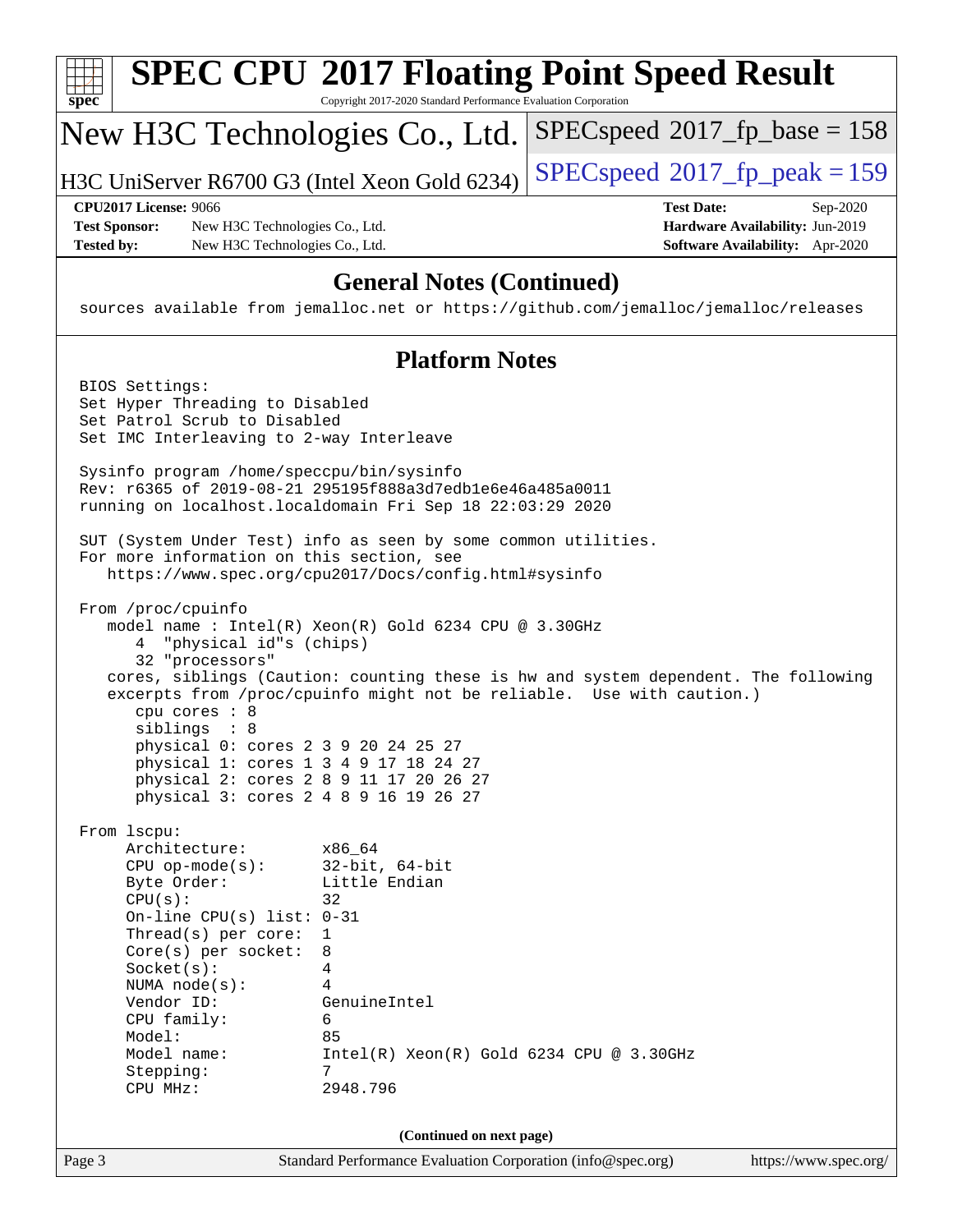# SPEC CPU 2017 Floating Point Speed Result

Copyright 2017-2020 Standard Performance Evaluation Corporation

## New H3C Technologies Co., Ltd.

H3C UniServer R6700 G3 (Intel Xeon Gold 6234)

SPECspeed 2017_fp_base = 158

SPECspeed 2017_fp_peak = 159

**CPU2017 License:** 9066
**Test Sponsor:** New H3C Technologies Co., Ltd.
**Tested by:** New H3C Technologies Co., Ltd.

**Test Date:** Sep-2020
**Hardware Availability:** Jun-2019
**Software Availability:** Apr-2020

## General Notes (Continued)

```
sources available from jemalloc.net or https://github.com/jemalloc/jemalloc/releases
```

## Platform Notes

```
BIOS Settings:
Set Hyper Threading to Disabled
Set Patrol Scrub to Disabled
Set IMC Interleaving to 2-way Interleave

Sysinfo program /home/speccpu/bin/sysinfo
Rev: r6365 of 2019-08-21 295195f888a3d7edb1e6e46a485a0011
running on localhost.localdomain Fri Sep 18 22:03:29 2020

SUT (System Under Test) info as seen by some common utilities.
For more information on this section, see
   https://www.spec.org/cpu2017/Docs/config.html#sysinfo

From /proc/cpuinfo
   model name : Intel(R) Xeon(R) Gold 6234 CPU @ 3.30GHz
      4  "physical id"s (chips)
      32 "processors"
   cores, siblings (Caution: counting these is hw and system dependent. The following
   excerpts from /proc/cpuinfo might not be reliable.  Use with caution.)
      cpu cores : 8
      siblings  : 8
      physical 0: cores 2 3 9 20 24 25 27
      physical 1: cores 1 3 4 9 17 18 24 27
      physical 2: cores 2 8 9 11 17 20 26 27
      physical 3: cores 2 4 8 9 16 19 26 27

From lscpu:
     Architecture:        x86_64
     CPU op-mode(s):      32-bit, 64-bit
     Byte Order:          Little Endian
     CPU(s):              32
     On-line CPU(s) list: 0-31
     Thread(s) per core:  1
     Core(s) per socket:  8
     Socket(s):           4
     NUMA node(s):        4
     Vendor ID:           GenuineIntel
     CPU family:          6
     Model:               85
     Model name:          Intel(R) Xeon(R) Gold 6234 CPU @ 3.30GHz
     Stepping:            7
     CPU MHz:             2948.796
```

(Continued on next page)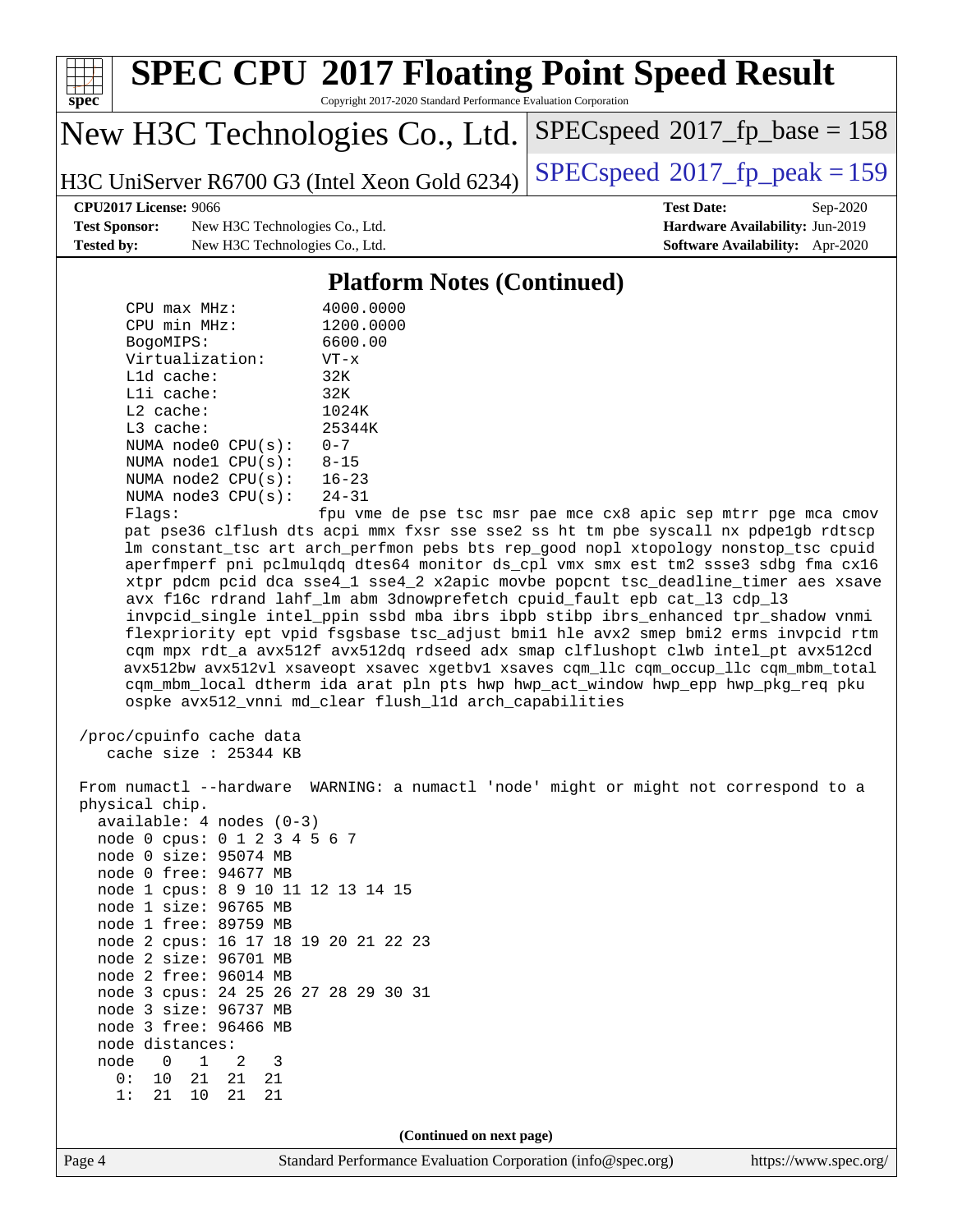## Platform Notes (Continued)

```
    CPU max MHz:           4000.0000
    CPU min MHz:           1200.0000
    BogoMIPS:              6600.00
    Virtualization:        VT-x
    L1d cache:             32K
    L1i cache:             32K
    L2 cache:              1024K
    L3 cache:              25344K
    NUMA node0 CPU(s):     0-7
    NUMA node1 CPU(s):     8-15
    NUMA node2 CPU(s):     16-23
    NUMA node3 CPU(s):     24-31
    Flags:                 fpu vme de pse tsc msr pae mce cx8 apic sep mtrr pge mca cmov
    pat pse36 clflush dts acpi mmx fxsr sse sse2 ss ht tm pbe syscall nx pdpe1gb rdtscp
    lm constant_tsc art arch_perfmon pebs bts rep_good nopl xtopology nonstop_tsc cpuid
    aperfmperf pni pclmulqdq dtes64 monitor ds_cpl vmx smx est tm2 ssse3 sdbg fma cx16
    xtpr pdcm pcid dca sse4_1 sse4_2 x2apic movbe popcnt tsc_deadline_timer aes xsave
    avx f16c rdrand lahf_lm abm 3dnowprefetch cpuid_fault epb cat_l3 cdp_l3
    invpcid_single intel_ppin ssbd mba ibrs ibpb stibp ibrs_enhanced tpr_shadow vnmi
    flexpriority ept vpid fsgsbase tsc_adjust bmi1 hle avx2 smep bmi2 erms invpcid rtm
    cqm mpx rdt_a avx512f avx512dq rdseed adx smap clflushopt clwb intel_pt avx512cd
    avx512bw avx512vl xsaveopt xsavec xgetbv1 xsaves cqm_llc cqm_occup_llc cqm_mbm_total
    cqm_mbm_local dtherm ida arat pln pts hwp hwp_act_window hwp_epp hwp_pkg_req pku
    ospke avx512_vnni md_clear flush_l1d arch_capabilities

 /proc/cpuinfo cache data
    cache size : 25344 KB

 From numactl --hardware  WARNING: a numactl 'node' might or might not correspond to a
 physical chip.
   available: 4 nodes (0-3)
   node 0 cpus: 0 1 2 3 4 5 6 7
   node 0 size: 95074 MB
   node 0 free: 94677 MB
   node 1 cpus: 8 9 10 11 12 13 14 15
   node 1 size: 96765 MB
   node 1 free: 89759 MB
   node 2 cpus: 16 17 18 19 20 21 22 23
   node 2 size: 96701 MB
   node 2 free: 96014 MB
   node 3 cpus: 24 25 26 27 28 29 30 31
   node 3 size: 96737 MB
   node 3 free: 96466 MB
   node distances:
   node   0   1   2   3
     0:  10  21  21  21
     1:  21  10  21  21
```

(Continued on next page)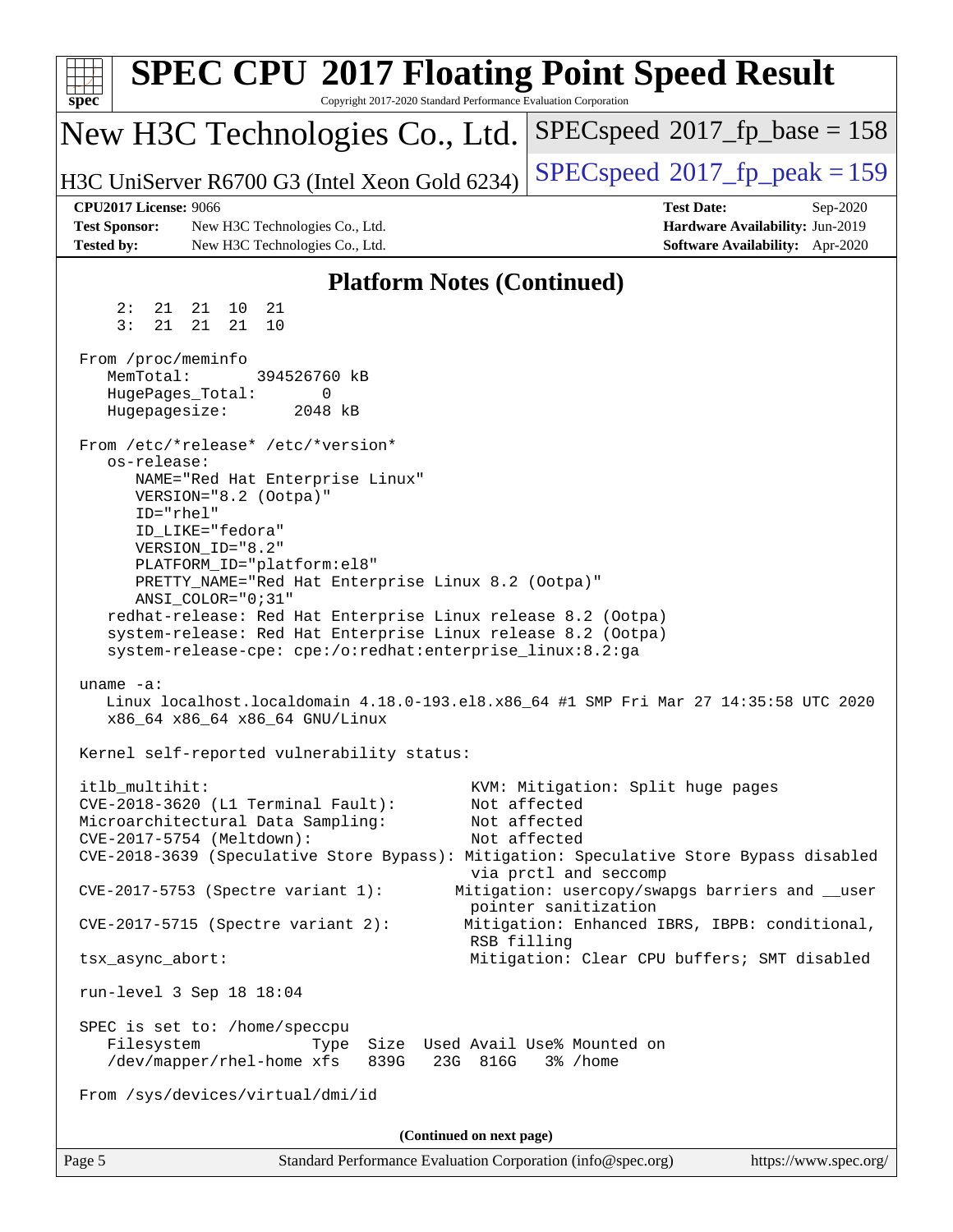# SPEC CPU 2017 Floating Point Speed Result

Copyright 2017-2020 Standard Performance Evaluation Corporation

**New H3C Technologies Co., Ltd.**

**H3C UniServer R6700 G3 (Intel Xeon Gold 6234)**

SPECspeed 2017_fp_base = 158

SPECspeed 2017_fp_peak = 159

| | | | |
|---|---|---|---|
| **CPU2017 License:** 9066 | | **Test Date:** | Sep-2020 |
| **Test Sponsor:** | New H3C Technologies Co., Ltd. | **Hardware Availability:** | Jun-2019 |
| **Tested by:** | New H3C Technologies Co., Ltd. | **Software Availability:** | Apr-2020 |

## Platform Notes (Continued)

```
     2:  21  21  10  21
     3:  21  21  21  10

 From /proc/meminfo
    MemTotal:       394526760 kB
    HugePages_Total:       0
    Hugepagesize:       2048 kB

 From /etc/*release* /etc/*version*
    os-release:
       NAME="Red Hat Enterprise Linux"
       VERSION="8.2 (Ootpa)"
       ID="rhel"
       ID_LIKE="fedora"
       VERSION_ID="8.2"
       PLATFORM_ID="platform:el8"
       PRETTY_NAME="Red Hat Enterprise Linux 8.2 (Ootpa)"
       ANSI_COLOR="0;31"
    redhat-release: Red Hat Enterprise Linux release 8.2 (Ootpa)
    system-release: Red Hat Enterprise Linux release 8.2 (Ootpa)
    system-release-cpe: cpe:/o:redhat:enterprise_linux:8.2:ga

 uname -a:
    Linux localhost.localdomain 4.18.0-193.el8.x86_64 #1 SMP Fri Mar 27 14:35:58 UTC 2020
    x86_64 x86_64 x86_64 GNU/Linux

 Kernel self-reported vulnerability status:

 itlb_multihit:                                   KVM: Mitigation: Split huge pages
 CVE-2018-3620 (L1 Terminal Fault):               Not affected
 Microarchitectural Data Sampling:                Not affected
 CVE-2017-5754 (Meltdown):                        Not affected
 CVE-2018-3639 (Speculative Store Bypass): Mitigation: Speculative Store Bypass disabled
                                                  via prctl and seccomp
 CVE-2017-5753 (Spectre variant 1):             Mitigation: usercopy/swapgs barriers and __user
                                                  pointer sanitization
 CVE-2017-5715 (Spectre variant 2):              Mitigation: Enhanced IBRS, IBPB: conditional,
                                                  RSB filling
 tsx_async_abort:                                 Mitigation: Clear CPU buffers; SMT disabled

 run-level 3 Sep 18 18:04

 SPEC is set to: /home/speccpu
    Filesystem             Type  Size  Used Avail Use% Mounted on
    /dev/mapper/rhel-home xfs    839G   23G  816G   3% /home

 From /sys/devices/virtual/dmi/id
```

**(Continued on next page)**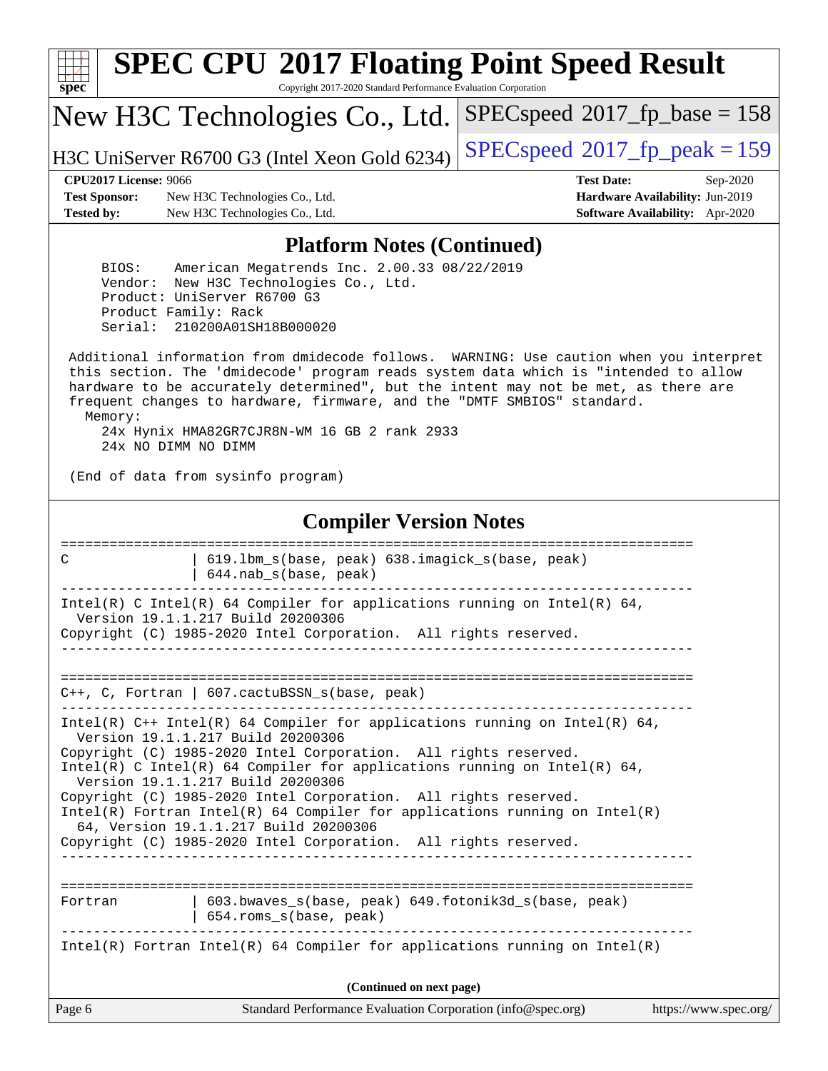## Platform Notes (Continued)

```
    BIOS:    American Megatrends Inc. 2.00.33 08/22/2019
    Vendor:  New H3C Technologies Co., Ltd.
    Product: UniServer R6700 G3
    Product Family: Rack
    Serial:  210200A01SH18B000020

 Additional information from dmidecode follows.  WARNING: Use caution when you interpret
 this section. The 'dmidecode' program reads system data which is "intended to allow
 hardware to be accurately determined", but the intent may not be met, as there are
 frequent changes to hardware, firmware, and the "DMTF SMBIOS" standard.
   Memory:
     24x Hynix HMA82GR7CJR8N-WM 16 GB 2 rank 2933
     24x NO DIMM NO DIMM

 (End of data from sysinfo program)
```

## Compiler Version Notes

```
==============================================================================
C               | 619.lbm_s(base, peak) 638.imagick_s(base, peak)
                | 644.nab_s(base, peak)
------------------------------------------------------------------------------
Intel(R) C Intel(R) 64 Compiler for applications running on Intel(R) 64,
  Version 19.1.1.217 Build 20200306
Copyright (C) 1985-2020 Intel Corporation.  All rights reserved.
------------------------------------------------------------------------------

==============================================================================
C++, C, Fortran | 607.cactuBSSN_s(base, peak)
------------------------------------------------------------------------------
Intel(R) C++ Intel(R) 64 Compiler for applications running on Intel(R) 64,
  Version 19.1.1.217 Build 20200306
Copyright (C) 1985-2020 Intel Corporation.  All rights reserved.
Intel(R) C Intel(R) 64 Compiler for applications running on Intel(R) 64,
  Version 19.1.1.217 Build 20200306
Copyright (C) 1985-2020 Intel Corporation.  All rights reserved.
Intel(R) Fortran Intel(R) 64 Compiler for applications running on Intel(R)
  64, Version 19.1.1.217 Build 20200306
Copyright (C) 1985-2020 Intel Corporation.  All rights reserved.
------------------------------------------------------------------------------

==============================================================================
Fortran         | 603.bwaves_s(base, peak) 649.fotonik3d_s(base, peak)
                | 654.roms_s(base, peak)
------------------------------------------------------------------------------
Intel(R) Fortran Intel(R) 64 Compiler for applications running on Intel(R)
```

(Continued on next page)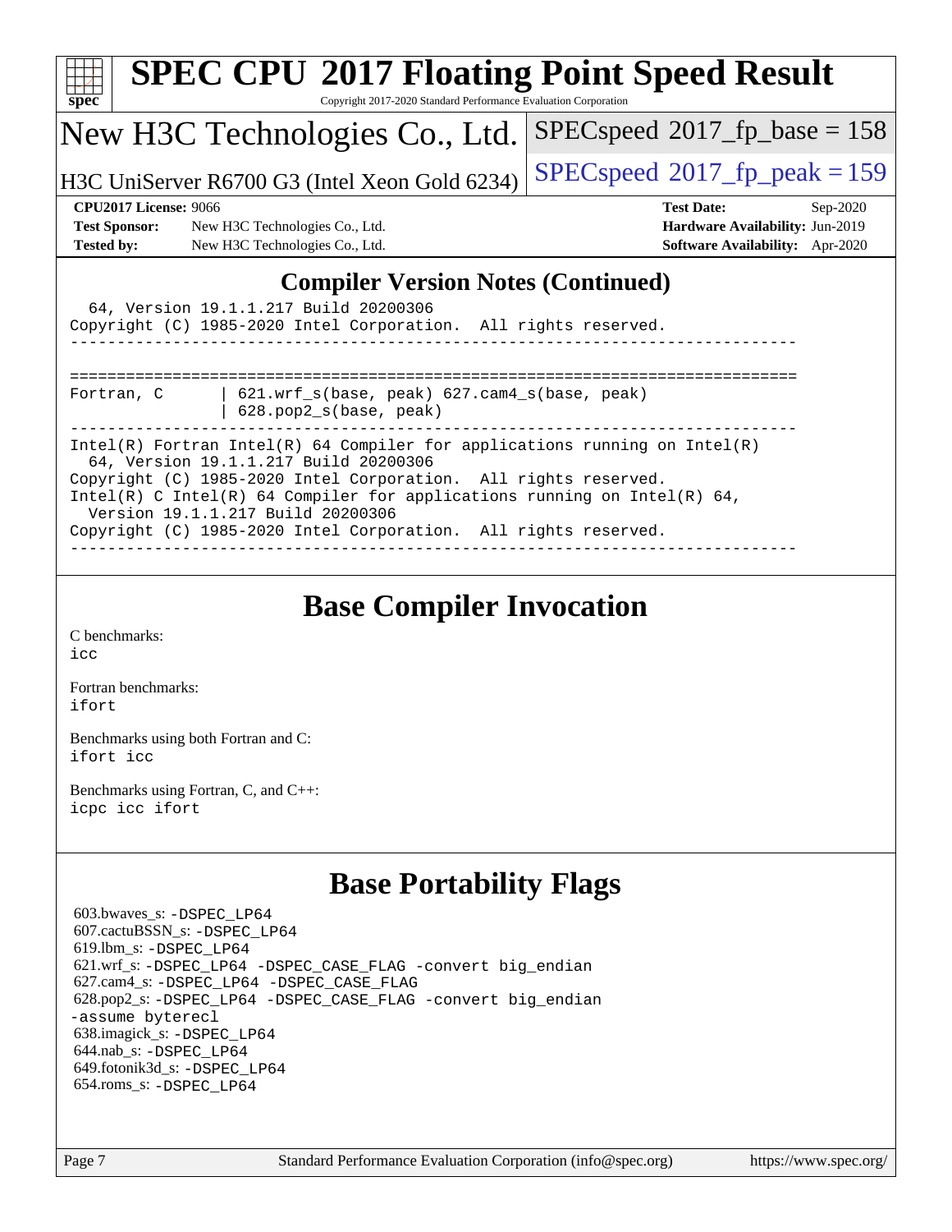## Compiler Version Notes (Continued)

```
  64, Version 19.1.1.217 Build 20200306
Copyright (C) 1985-2020 Intel Corporation.  All rights reserved.
------------------------------------------------------------------------------

==============================================================================
Fortran, C       | 621.wrf_s(base, peak) 627.cam4_s(base, peak)
                 | 628.pop2_s(base, peak)
------------------------------------------------------------------------------
Intel(R) Fortran Intel(R) 64 Compiler for applications running on Intel(R)
  64, Version 19.1.1.217 Build 20200306
Copyright (C) 1985-2020 Intel Corporation.  All rights reserved.
Intel(R) C Intel(R) 64 Compiler for applications running on Intel(R) 64,
  Version 19.1.1.217 Build 20200306
Copyright (C) 1985-2020 Intel Corporation.  All rights reserved.
------------------------------------------------------------------------------
```

## Base Compiler Invocation

C benchmarks:
icc

Fortran benchmarks:
ifort

Benchmarks using both Fortran and C:
ifort icc

Benchmarks using Fortran, C, and C++:
icpc icc ifort

## Base Portability Flags

603.bwaves_s: -DSPEC_LP64
607.cactuBSSN_s: -DSPEC_LP64
619.lbm_s: -DSPEC_LP64
621.wrf_s: -DSPEC_LP64 -DSPEC_CASE_FLAG -convert big_endian
627.cam4_s: -DSPEC_LP64 -DSPEC_CASE_FLAG
628.pop2_s: -DSPEC_LP64 -DSPEC_CASE_FLAG -convert big_endian -assume byterecl
638.imagick_s: -DSPEC_LP64
644.nab_s: -DSPEC_LP64
649.fotonik3d_s: -DSPEC_LP64
654.roms_s: -DSPEC_LP64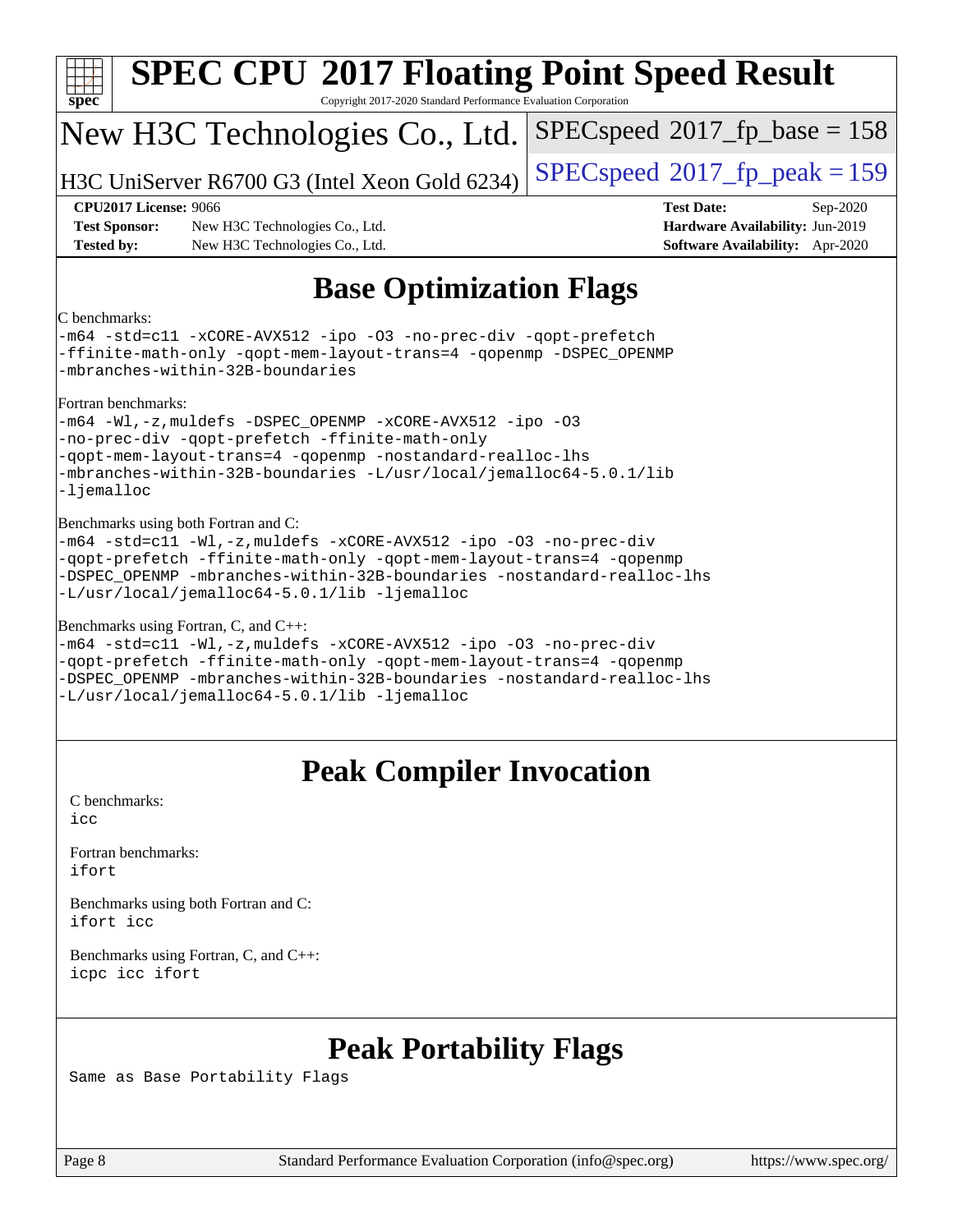# SPEC CPU 2017 Floating Point Speed Result

Copyright 2017-2020 Standard Performance Evaluation Corporation

## New H3C Technologies Co., Ltd.

H3C UniServer R6700 G3 (Intel Xeon Gold 6234)

SPECspeed 2017_fp_base = 158

SPECspeed 2017_fp_peak = 159

**CPU2017 License:** 9066
**Test Sponsor:** New H3C Technologies Co., Ltd.
**Tested by:** New H3C Technologies Co., Ltd.

**Test Date:** Sep-2020
**Hardware Availability:** Jun-2019
**Software Availability:** Apr-2020

## Base Optimization Flags

C benchmarks:

```
-m64 -std=c11 -xCORE-AVX512 -ipo -O3 -no-prec-div -qopt-prefetch
-ffinite-math-only -qopt-mem-layout-trans=4 -qopenmp -DSPEC_OPENMP
-mbranches-within-32B-boundaries
```

Fortran benchmarks:

```
-m64 -Wl,-z,muldefs -DSPEC_OPENMP -xCORE-AVX512 -ipo -O3
-no-prec-div -qopt-prefetch -ffinite-math-only
-qopt-mem-layout-trans=4 -qopenmp -nostandard-realloc-lhs
-mbranches-within-32B-boundaries -L/usr/local/jemalloc64-5.0.1/lib
-ljemalloc
```

Benchmarks using both Fortran and C:

```
-m64 -std=c11 -Wl,-z,muldefs -xCORE-AVX512 -ipo -O3 -no-prec-div
-qopt-prefetch -ffinite-math-only -qopt-mem-layout-trans=4 -qopenmp
-DSPEC_OPENMP -mbranches-within-32B-boundaries -nostandard-realloc-lhs
-L/usr/local/jemalloc64-5.0.1/lib -ljemalloc
```

Benchmarks using Fortran, C, and C++:

```
-m64 -std=c11 -Wl,-z,muldefs -xCORE-AVX512 -ipo -O3 -no-prec-div
-qopt-prefetch -ffinite-math-only -qopt-mem-layout-trans=4 -qopenmp
-DSPEC_OPENMP -mbranches-within-32B-boundaries -nostandard-realloc-lhs
-L/usr/local/jemalloc64-5.0.1/lib -ljemalloc
```

## Peak Compiler Invocation

C benchmarks:

```
icc
```

Fortran benchmarks:

```
ifort
```

Benchmarks using both Fortran and C:

```
ifort icc
```

Benchmarks using Fortran, C, and C++:

```
icpc icc ifort
```

## Peak Portability Flags

Same as Base Portability Flags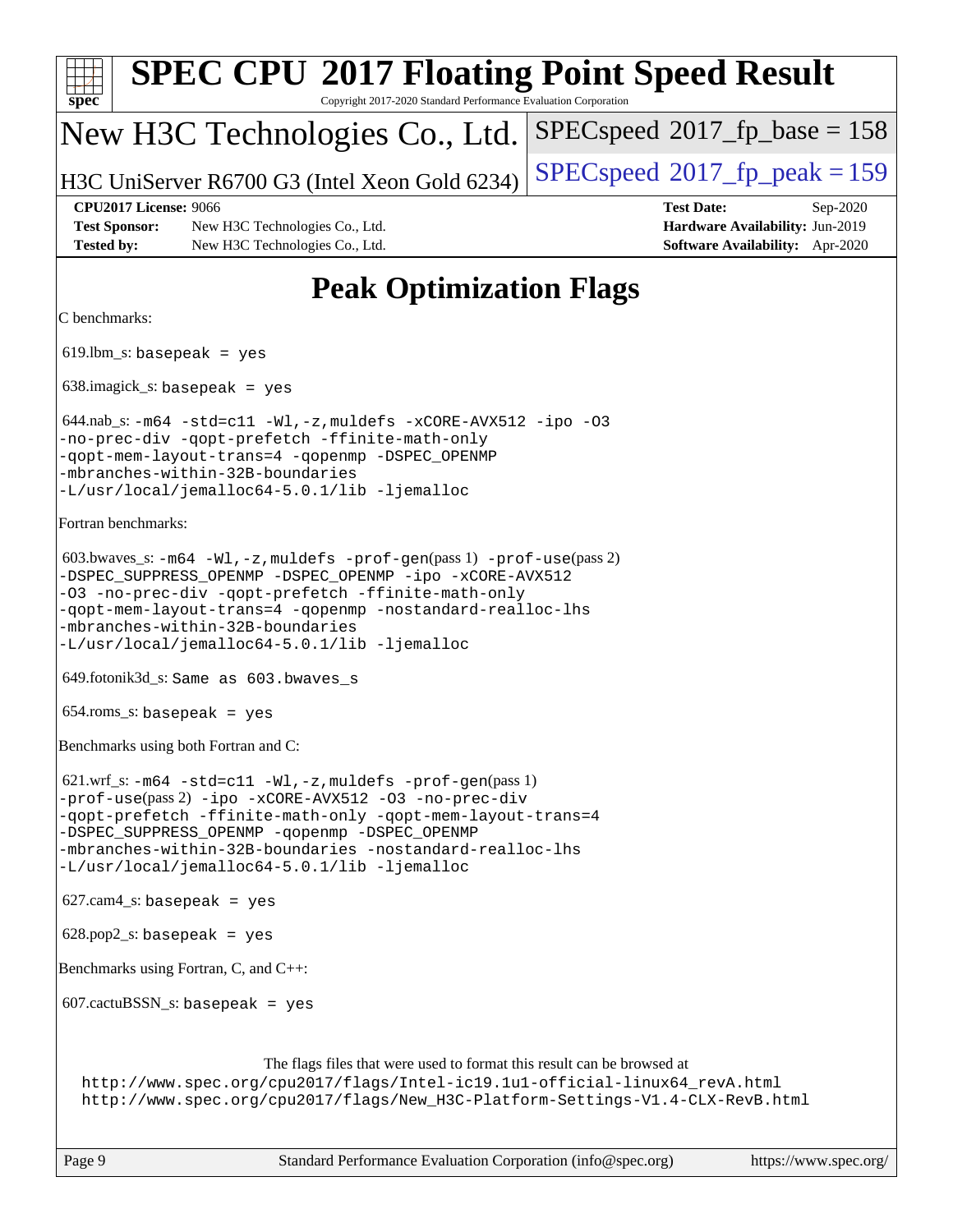# SPEC CPU 2017 Floating Point Speed Result

Copyright 2017-2020 Standard Performance Evaluation Corporation

**New H3C Technologies Co., Ltd.**

**H3C UniServer R6700 G3 (Intel Xeon Gold 6234)**

SPECspeed 2017_fp_base = 158

SPECspeed 2017_fp_peak = 159

**CPU2017 License:** 9066
**Test Sponsor:** New H3C Technologies Co., Ltd.
**Tested by:** New H3C Technologies Co., Ltd.

**Test Date:** Sep-2020
**Hardware Availability:** Jun-2019
**Software Availability:** Apr-2020

## Peak Optimization Flags

C benchmarks:

619.lbm_s: `basepeak = yes`

638.imagick_s: `basepeak = yes`

644.nab_s: `-m64 -std=c11 -Wl,-z,muldefs -xCORE-AVX512 -ipo -O3 -no-prec-div -qopt-prefetch -ffinite-math-only -qopt-mem-layout-trans=4 -qopenmp -DSPEC_OPENMP -mbranches-within-32B-boundaries -L/usr/local/jemalloc64-5.0.1/lib -ljemalloc`

Fortran benchmarks:

603.bwaves_s: `-m64 -Wl,-z,muldefs -prof-gen`(pass 1) `-prof-use`(pass 2) `-DSPEC_SUPPRESS_OPENMP -DSPEC_OPENMP -ipo -xCORE-AVX512 -O3 -no-prec-div -qopt-prefetch -ffinite-math-only -qopt-mem-layout-trans=4 -qopenmp -nostandard-realloc-lhs -mbranches-within-32B-boundaries -L/usr/local/jemalloc64-5.0.1/lib -ljemalloc`

649.fotonik3d_s: `Same as 603.bwaves_s`

654.roms_s: `basepeak = yes`

Benchmarks using both Fortran and C:

621.wrf_s: `-m64 -std=c11 -Wl,-z,muldefs -prof-gen`(pass 1) `-prof-use`(pass 2) `-ipo -xCORE-AVX512 -O3 -no-prec-div -qopt-prefetch -ffinite-math-only -qopt-mem-layout-trans=4 -DSPEC_SUPPRESS_OPENMP -qopenmp -DSPEC_OPENMP -mbranches-within-32B-boundaries -nostandard-realloc-lhs -L/usr/local/jemalloc64-5.0.1/lib -ljemalloc`

627.cam4_s: `basepeak = yes`

628.pop2_s: `basepeak = yes`

Benchmarks using Fortran, C, and C++:

607.cactuBSSN_s: `basepeak = yes`

The flags files that were used to format this result can be browsed at
http://www.spec.org/cpu2017/flags/Intel-ic19.1u1-official-linux64_revA.html
http://www.spec.org/cpu2017/flags/New_H3C-Platform-Settings-V1.4-CLX-RevB.html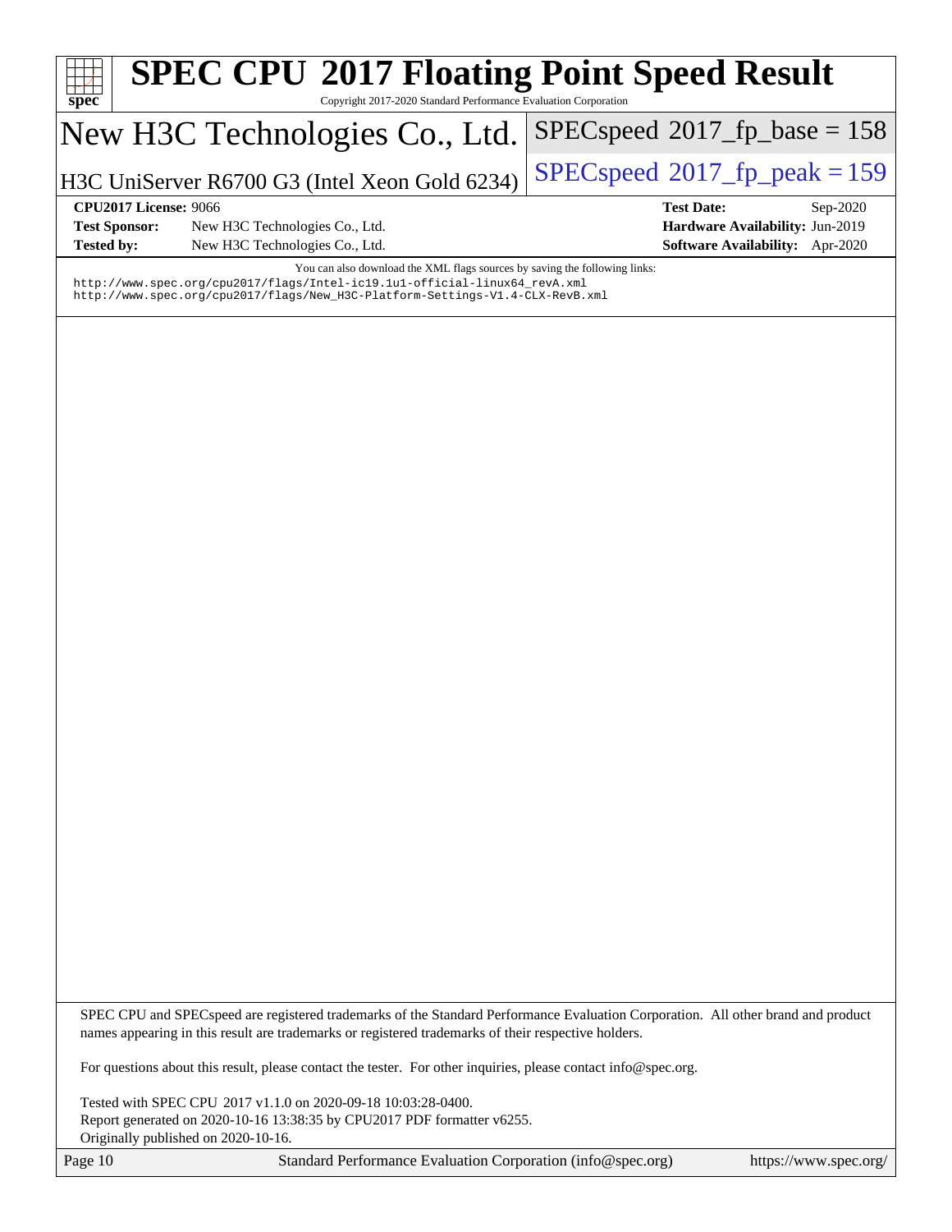You can also download the XML flags sources by saving the following links:

http://www.spec.org/cpu2017/flags/Intel-ic19.1u1-official-linux64_revA.xml
http://www.spec.org/cpu2017/flags/New_H3C-Platform-Settings-V1.4-CLX-RevB.xml

SPEC CPU and SPECspeed are registered trademarks of the Standard Performance Evaluation Corporation. All other brand and product names appearing in this result are trademarks or registered trademarks of their respective holders.

For questions about this result, please contact the tester. For other inquiries, please contact info@spec.org.

Tested with SPEC CPU 2017 v1.1.0 on 2020-09-18 10:03:28-0400.
Report generated on 2020-10-16 13:38:35 by CPU2017 PDF formatter v6255.
Originally published on 2020-10-16.